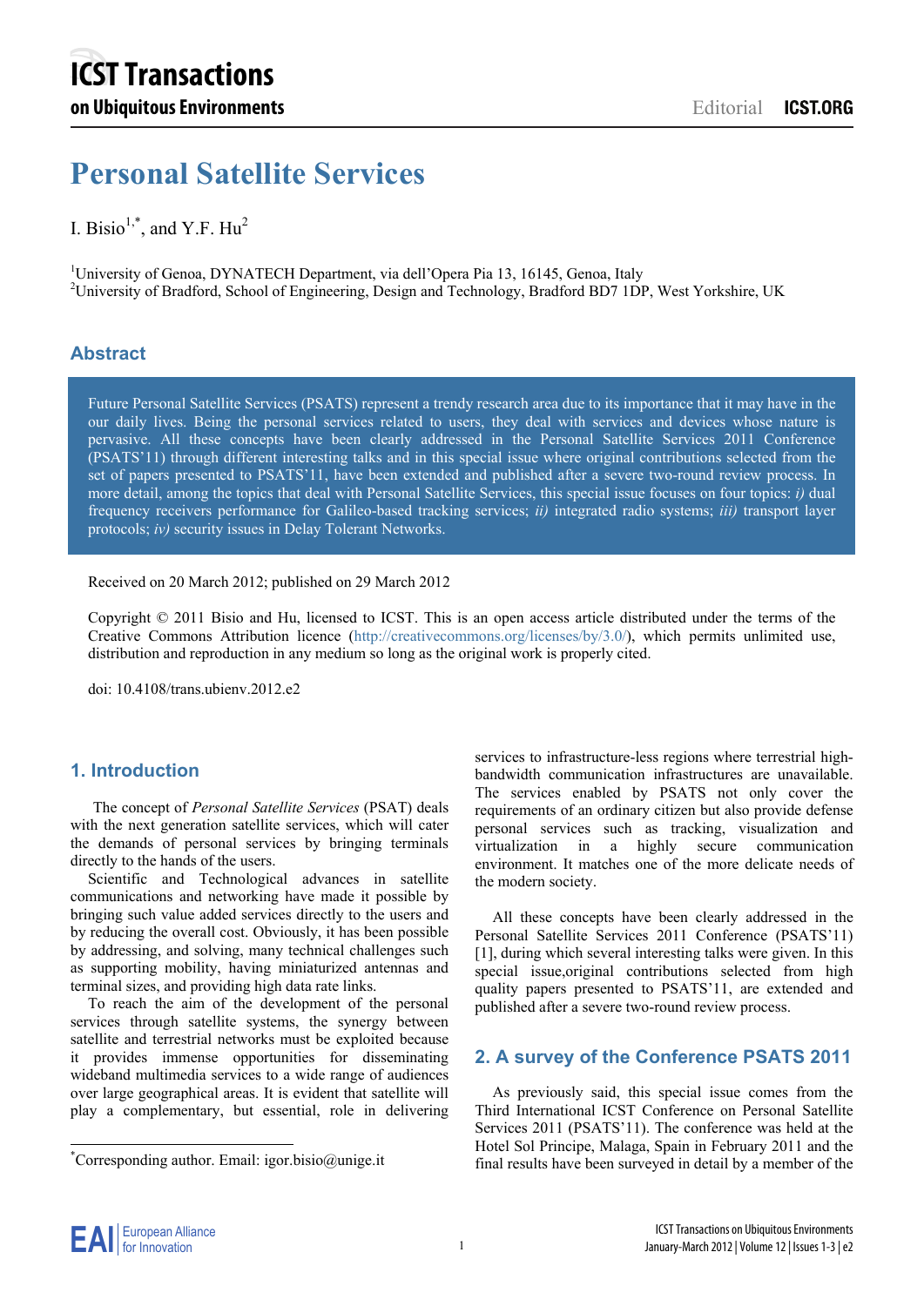# Personal Satellite Services

I. Bisio[1,*], and Y.F. Hu[2]

[1]University of Genoa, DYNATECH Department, via dell'Opera Pia 13, 16145, Genoa, Italy
[2]University of Bradford, School of Engineering, Design and Technology, Bradford BD7 1DP, West Yorkshire, UK

## Abstract

Future Personal Satellite Services (PSATS) represent a trendy research area due to its importance that it may have in the our daily lives. Being the personal services related to users, they deal with services and devices whose nature is pervasive. All these concepts have been clearly addressed in the Personal Satellite Services 2011 Conference (PSATS'11) through different interesting talks and in this special issue where original contributions selected from the set of papers presented to PSATS'11, have been extended and published after a severe two-round review process. In more detail, among the topics that deal with Personal Satellite Services, this special issue focuses on four topics: *i)* dual frequency receivers performance for Galileo-based tracking services; *ii)* integrated radio systems; *iii)* transport layer protocols; *iv)* security issues in Delay Tolerant Networks.

Received on 20 March 2012; published on 29 March 2012

Copyright © 2011 Bisio and Hu, licensed to ICST. This is an open access article distributed under the terms of the Creative Commons Attribution licence (http://creativecommons.org/licenses/by/3.0/), which permits unlimited use, distribution and reproduction in any medium so long as the original work is properly cited.

doi: 10.4108/trans.ubienv.2012.e2

## 1. Introduction

The concept of *Personal Satellite Services* (PSAT) deals with the next generation satellite services, which will cater the demands of personal services by bringing terminals directly to the hands of the users.

Scientific and Technological advances in satellite communications and networking have made it possible by bringing such value added services directly to the users and by reducing the overall cost. Obviously, it has been possible by addressing, and solving, many technical challenges such as supporting mobility, having miniaturized antennas and terminal sizes, and providing high data rate links.

To reach the aim of the development of the personal services through satellite systems, the synergy between satellite and terrestrial networks must be exploited because it provides immense opportunities for disseminating wideband multimedia services to a wide range of audiences over large geographical areas. It is evident that satellite will play a complementary, but essential, role in delivering services to infrastructure-less regions where terrestrial high-bandwidth communication infrastructures are unavailable. The services enabled by PSATS not only cover the requirements of an ordinary citizen but also provide defense personal services such as tracking, visualization and virtualization in a highly secure communication environment. It matches one of the more delicate needs of the modern society.

All these concepts have been clearly addressed in the Personal Satellite Services 2011 Conference (PSATS'11) [1], during which several interesting talks were given. In this special issue,original contributions selected from high quality papers presented to PSATS'11, are extended and published after a severe two-round review process.

## 2. A survey of the Conference PSATS 2011

As previously said, this special issue comes from the Third International ICST Conference on Personal Satellite Services 2011 (PSATS'11). The conference was held at the Hotel Sol Principe, Malaga, Spain in February 2011 and the final results have been surveyed in detail by a member of the

[*]Corresponding author. Email: igor.bisio@unige.it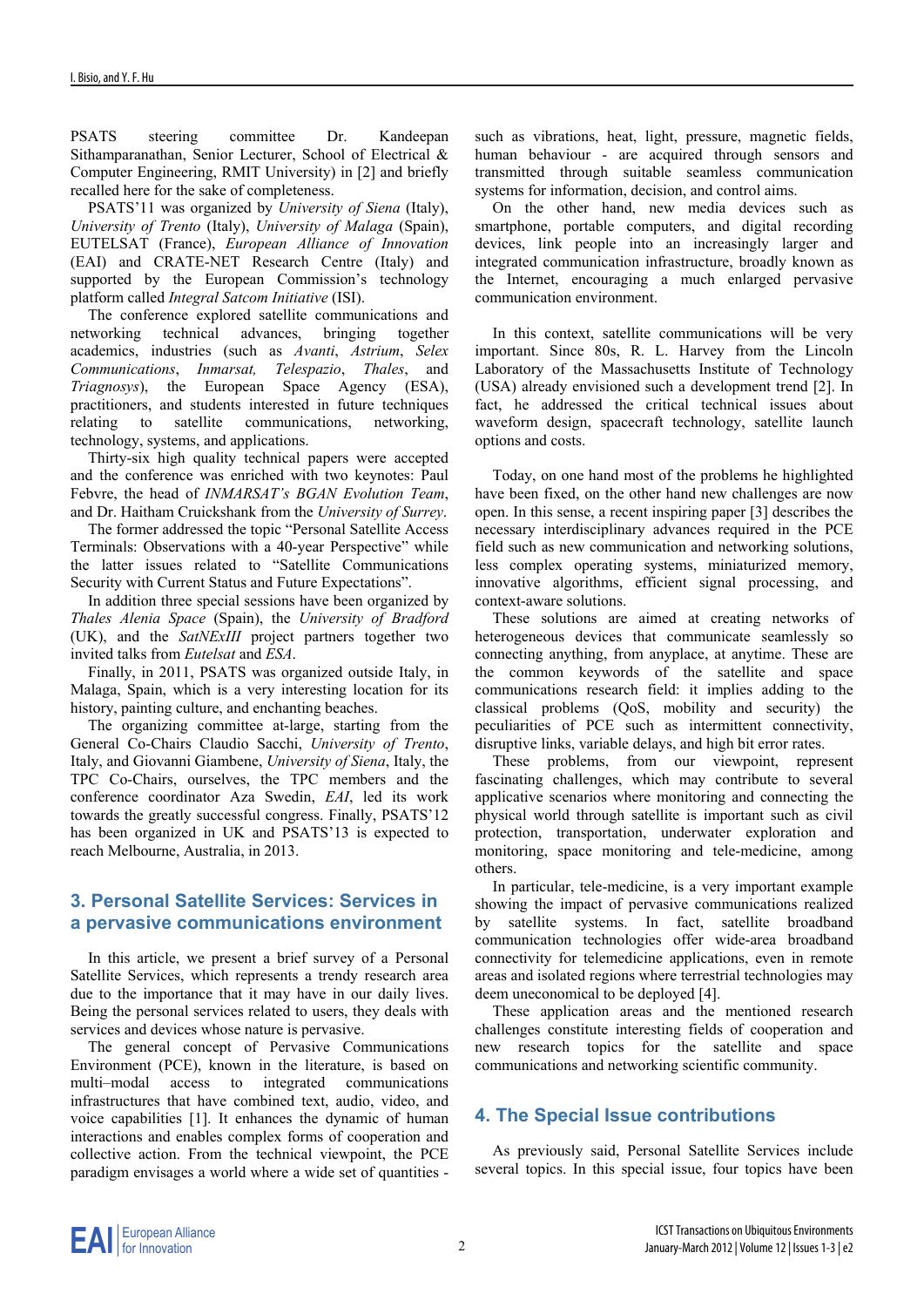PSATS steering committee Dr. Kandeepan Sithamparanathan, Senior Lecturer, School of Electrical & Computer Engineering, RMIT University) in [2] and briefly recalled here for the sake of completeness.

PSATS'11 was organized by *University of Siena* (Italy), *University of Trento* (Italy), *University of Malaga* (Spain), EUTELSAT (France), *European Alliance of Innovation* (EAI) and CRATE-NET Research Centre (Italy) and supported by the European Commission's technology platform called *Integral Satcom Initiative* (ISI).

The conference explored satellite communications and networking technical advances, bringing together academics, industries (such as *Avanti*, *Astrium*, *Selex Communications*, *Inmarsat*, *Telespazio*, *Thales*, and *Triagnosys*), the European Space Agency (ESA), practitioners, and students interested in future techniques relating to satellite communications, networking, technology, systems, and applications.

Thirty-six high quality technical papers were accepted and the conference was enriched with two keynotes: Paul Febvre, the head of *INMARSAT's BGAN Evolution Team*, and Dr. Haitham Cruickshank from the *University of Surrey*.

The former addressed the topic "Personal Satellite Access Terminals: Observations with a 40-year Perspective" while the latter issues related to "Satellite Communications Security with Current Status and Future Expectations".

In addition three special sessions have been organized by *Thales Alenia Space* (Spain), the *University of Bradford* (UK), and the *SatNExIII* project partners together two invited talks from *Eutelsat* and *ESA*.

Finally, in 2011, PSATS was organized outside Italy, in Malaga, Spain, which is a very interesting location for its history, painting culture, and enchanting beaches.

The organizing committee at-large, starting from the General Co-Chairs Claudio Sacchi, *University of Trento*, Italy, and Giovanni Giambene, *University of Siena*, Italy, the TPC Co-Chairs, ourselves, the TPC members and the conference coordinator Aza Swedin, *EAI*, led its work towards the greatly successful congress. Finally, PSATS'12 has been organized in UK and PSATS'13 is expected to reach Melbourne, Australia, in 2013.

## 3. Personal Satellite Services: Services in a pervasive communications environment

In this article, we present a brief survey of a Personal Satellite Services, which represents a trendy research area due to the importance that it may have in our daily lives. Being the personal services related to users, they deals with services and devices whose nature is pervasive.

The general concept of Pervasive Communications Environment (PCE), known in the literature, is based on multi–modal access to integrated communications infrastructures that have combined text, audio, video, and voice capabilities [1]. It enhances the dynamic of human interactions and enables complex forms of cooperation and collective action. From the technical viewpoint, the PCE paradigm envisages a world where a wide set of quantities - such as vibrations, heat, light, pressure, magnetic fields, human behaviour - are acquired through sensors and transmitted through suitable seamless communication systems for information, decision, and control aims.

On the other hand, new media devices such as smartphone, portable computers, and digital recording devices, link people into an increasingly larger and integrated communication infrastructure, broadly known as the Internet, encouraging a much enlarged pervasive communication environment.

In this context, satellite communications will be very important. Since 80s, R. L. Harvey from the Lincoln Laboratory of the Massachusetts Institute of Technology (USA) already envisioned such a development trend [2]. In fact, he addressed the critical technical issues about waveform design, spacecraft technology, satellite launch options and costs.

Today, on one hand most of the problems he highlighted have been fixed, on the other hand new challenges are now open. In this sense, a recent inspiring paper [3] describes the necessary interdisciplinary advances required in the PCE field such as new communication and networking solutions, less complex operating systems, miniaturized memory, innovative algorithms, efficient signal processing, and context-aware solutions.

These solutions are aimed at creating networks of heterogeneous devices that communicate seamlessly so connecting anything, from anyplace, at anytime. These are the common keywords of the satellite and space communications research field: it implies adding to the classical problems (QoS, mobility and security) the peculiarities of PCE such as intermittent connectivity, disruptive links, variable delays, and high bit error rates.

These problems, from our viewpoint, represent fascinating challenges, which may contribute to several applicative scenarios where monitoring and connecting the physical world through satellite is important such as civil protection, transportation, underwater exploration and monitoring, space monitoring and tele-medicine, among others.

In particular, tele-medicine, is a very important example showing the impact of pervasive communications realized by satellite systems. In fact, satellite broadband communication technologies offer wide-area broadband connectivity for telemedicine applications, even in remote areas and isolated regions where terrestrial technologies may deem uneconomical to be deployed [4].

These application areas and the mentioned research challenges constitute interesting fields of cooperation and new research topics for the satellite and space communications and networking scientific community.

## 4. The Special Issue contributions

As previously said, Personal Satellite Services include several topics. In this special issue, four topics have been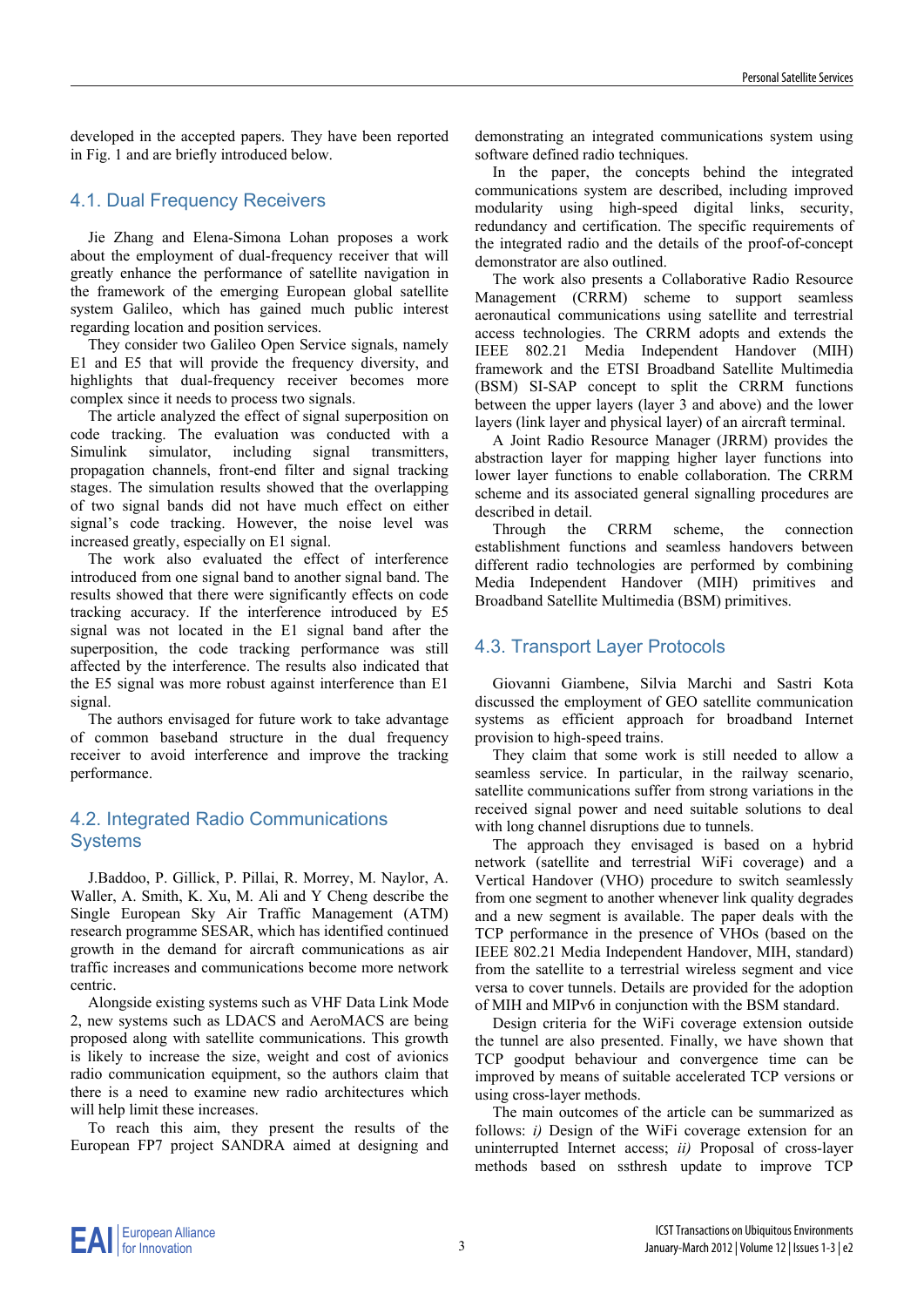developed in the accepted papers. They have been reported in Fig. 1 and are briefly introduced below.

## 4.1. Dual Frequency Receivers

Jie Zhang and Elena-Simona Lohan proposes a work about the employment of dual-frequency receiver that will greatly enhance the performance of satellite navigation in the framework of the emerging European global satellite system Galileo, which has gained much public interest regarding location and position services.

They consider two Galileo Open Service signals, namely E1 and E5 that will provide the frequency diversity, and highlights that dual-frequency receiver becomes more complex since it needs to process two signals.

The article analyzed the effect of signal superposition on code tracking. The evaluation was conducted with a Simulink simulator, including signal transmitters, propagation channels, front-end filter and signal tracking stages. The simulation results showed that the overlapping of two signal bands did not have much effect on either signal's code tracking. However, the noise level was increased greatly, especially on E1 signal.

The work also evaluated the effect of interference introduced from one signal band to another signal band. The results showed that there were significantly effects on code tracking accuracy. If the interference introduced by E5 signal was not located in the E1 signal band after the superposition, the code tracking performance was still affected by the interference. The results also indicated that the E5 signal was more robust against interference than E1 signal.

The authors envisaged for future work to take advantage of common baseband structure in the dual frequency receiver to avoid interference and improve the tracking performance.

## 4.2. Integrated Radio Communications Systems

J.Baddoo, P. Gillick, P. Pillai, R. Morrey, M. Naylor, A. Waller, A. Smith, K. Xu, M. Ali and Y Cheng describe the Single European Sky Air Traffic Management (ATM) research programme SESAR, which has identified continued growth in the demand for aircraft communications as air traffic increases and communications become more network centric.

Alongside existing systems such as VHF Data Link Mode 2, new systems such as LDACS and AeroMACS are being proposed along with satellite communications. This growth is likely to increase the size, weight and cost of avionics radio communication equipment, so the authors claim that there is a need to examine new radio architectures which will help limit these increases.

To reach this aim, they present the results of the European FP7 project SANDRA aimed at designing and demonstrating an integrated communications system using software defined radio techniques.

In the paper, the concepts behind the integrated communications system are described, including improved modularity using high-speed digital links, security, redundancy and certification. The specific requirements of the integrated radio and the details of the proof-of-concept demonstrator are also outlined.

The work also presents a Collaborative Radio Resource Management (CRRM) scheme to support seamless aeronautical communications using satellite and terrestrial access technologies. The CRRM adopts and extends the IEEE 802.21 Media Independent Handover (MIH) framework and the ETSI Broadband Satellite Multimedia (BSM) SI-SAP concept to split the CRRM functions between the upper layers (layer 3 and above) and the lower layers (link layer and physical layer) of an aircraft terminal.

A Joint Radio Resource Manager (JRRM) provides the abstraction layer for mapping higher layer functions into lower layer functions to enable collaboration. The CRRM scheme and its associated general signalling procedures are described in detail.

Through the CRRM scheme, the connection establishment functions and seamless handovers between different radio technologies are performed by combining Media Independent Handover (MIH) primitives and Broadband Satellite Multimedia (BSM) primitives.

## 4.3. Transport Layer Protocols

Giovanni Giambene, Silvia Marchi and Sastri Kota discussed the employment of GEO satellite communication systems as efficient approach for broadband Internet provision to high-speed trains.

They claim that some work is still needed to allow a seamless service. In particular, in the railway scenario, satellite communications suffer from strong variations in the received signal power and need suitable solutions to deal with long channel disruptions due to tunnels.

The approach they envisaged is based on a hybrid network (satellite and terrestrial WiFi coverage) and a Vertical Handover (VHO) procedure to switch seamlessly from one segment to another whenever link quality degrades and a new segment is available. The paper deals with the TCP performance in the presence of VHOs (based on the IEEE 802.21 Media Independent Handover, MIH, standard) from the satellite to a terrestrial wireless segment and vice versa to cover tunnels. Details are provided for the adoption of MIH and MIPv6 in conjunction with the BSM standard.

Design criteria for the WiFi coverage extension outside the tunnel are also presented. Finally, we have shown that TCP goodput behaviour and convergence time can be improved by means of suitable accelerated TCP versions or using cross-layer methods.

The main outcomes of the article can be summarized as follows: *i)* Design of the WiFi coverage extension for an uninterrupted Internet access; *ii)* Proposal of cross-layer methods based on ssthresh update to improve TCP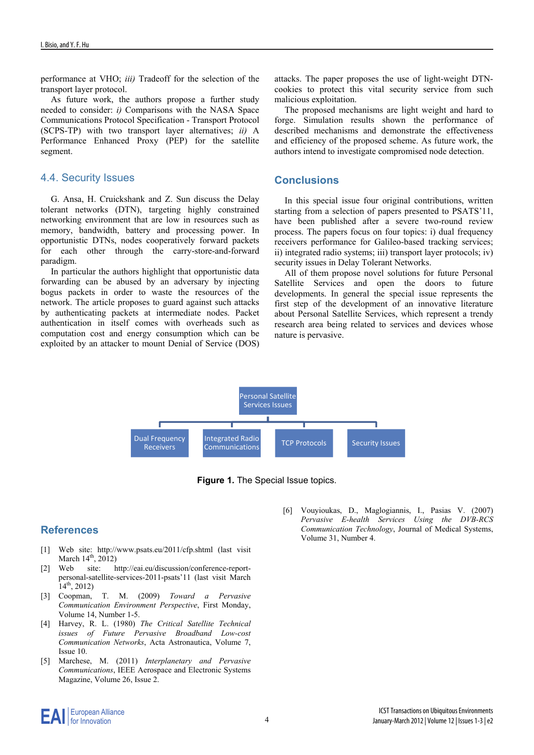performance at VHO; *iii)* Tradeoff for the selection of the transport layer protocol.

As future work, the authors propose a further study needed to consider: *i)* Comparisons with the NASA Space Communications Protocol Specification - Transport Protocol (SCPS-TP) with two transport layer alternatives; *ii)* A Performance Enhanced Proxy (PEP) for the satellite segment.

## 4.4. Security Issues

G. Ansa, H. Cruickshank and Z. Sun discuss the Delay tolerant networks (DTN), targeting highly constrained networking environment that are low in resources such as memory, bandwidth, battery and processing power. In opportunistic DTNs, nodes cooperatively forward packets for each other through the carry-store-and-forward paradigm.

In particular the authors highlight that opportunistic data forwarding can be abused by an adversary by injecting bogus packets in order to waste the resources of the network. The article proposes to guard against such attacks by authenticating packets at intermediate nodes. Packet authentication in itself comes with overheads such as computation cost and energy consumption which can be exploited by an attacker to mount Denial of Service (DOS) attacks. The paper proposes the use of light-weight DTN-cookies to protect this vital security service from such malicious exploitation.

The proposed mechanisms are light weight and hard to forge. Simulation results shown the performance of described mechanisms and demonstrate the effectiveness and efficiency of the proposed scheme. As future work, the authors intend to investigate compromised node detection.

## Conclusions

In this special issue four original contributions, written starting from a selection of papers presented to PSATS'11, have been published after a severe two-round review process. The papers focus on four topics: i) dual frequency receivers performance for Galileo-based tracking services; ii) integrated radio systems; iii) transport layer protocols; iv) security issues in Delay Tolerant Networks.

All of them propose novel solutions for future Personal Satellite Services and open the doors to future developments. In general the special issue represents the first step of the development of an innovative literature about Personal Satellite Services, which represent a trendy research area being related to services and devices whose nature is pervasive.

Personal Satellite Services Issues

Dual Frequency Receivers

Integrated Radio Communications

TCP Protocols

Security Issues

**Figure 1.** The Special Issue topics.

## References

[1] Web site: http://www.psats.eu/2011/cfp.shtml (last visit March 14th, 2012)

[2] Web site: http://eai.eu/discussion/conference-report-personal-satellite-services-2011-psats'11 (last visit March 14th, 2012)

[3] Coopman, T. M. (2009) *Toward a Pervasive Communication Environment Perspective*, First Monday, Volume 14, Number 1-5.

[4] Harvey, R. L. (1980) *The Critical Satellite Technical issues of Future Pervasive Broadband Low-cost Communication Networks*, Acta Astronautica, Volume 7, Issue 10.

[5] Marchese, M. (2011) *Interplanetary and Pervasive Communications*, IEEE Aerospace and Electronic Systems Magazine, Volume 26, Issue 2.

[6] Vouyioukas, D., Maglogiannis, I., Pasias V. (2007) *Pervasive E-health Services Using the DVB-RCS Communication Technology*, Journal of Medical Systems, Volume 31, Number 4.